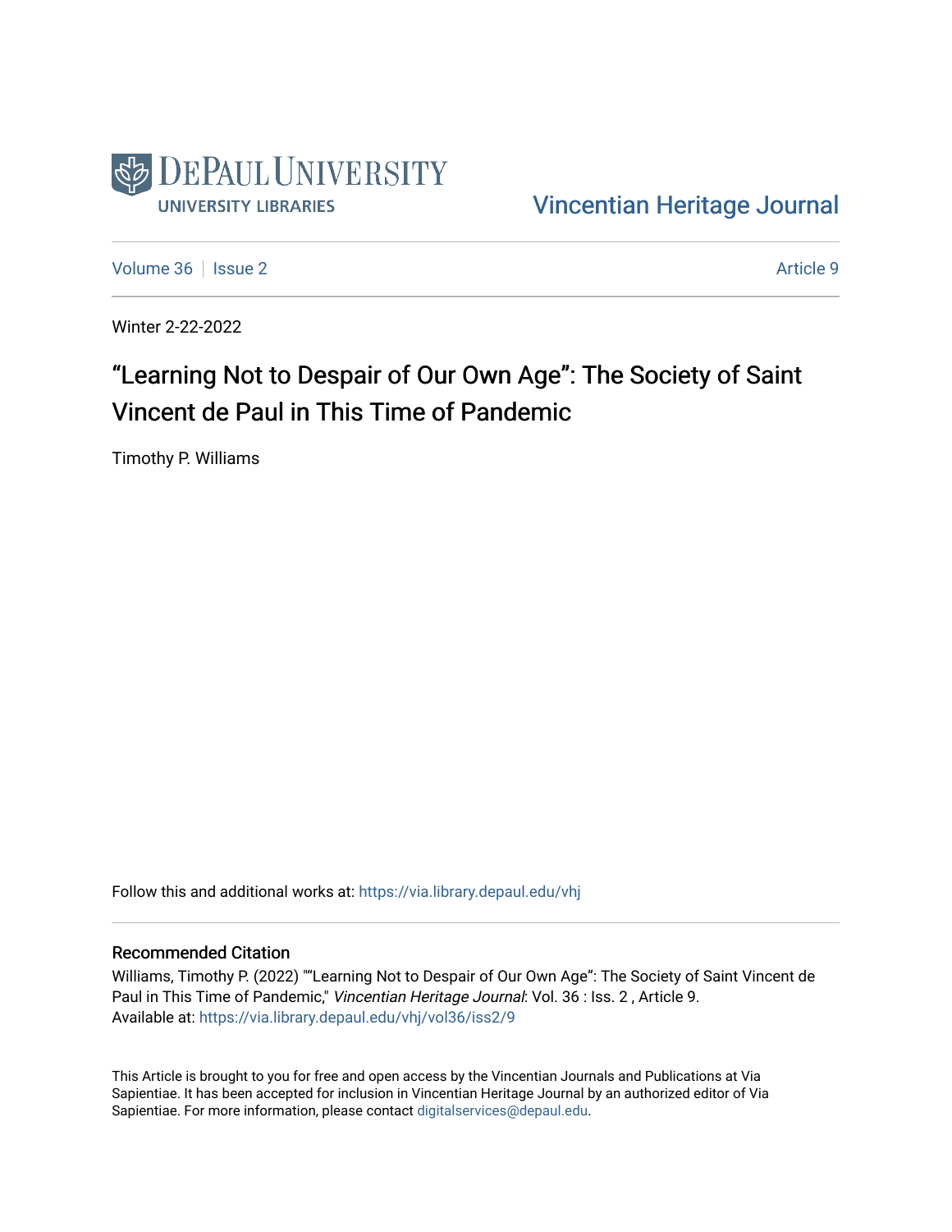DePaul University

University Libraries

Vincentian Heritage Journal

Volume 36 | Issue 2 — Article 9

Winter 2-22-2022

# “Learning Not to Despair of Our Own Age”: The Society of Saint Vincent de Paul in This Time of Pandemic

Timothy P. Williams

Follow this and additional works at: https://via.library.depaul.edu/vhj

## Recommended Citation

Williams, Timothy P. (2022) "“Learning Not to Despair of Our Own Age”: The Society of Saint Vincent de Paul in This Time of Pandemic," *Vincentian Heritage Journal*: Vol. 36 : Iss. 2 , Article 9.
Available at: https://via.library.depaul.edu/vhj/vol36/iss2/9

This Article is brought to you for free and open access by the Vincentian Journals and Publications at Via Sapientiae. It has been accepted for inclusion in Vincentian Heritage Journal by an authorized editor of Via Sapientiae. For more information, please contact digitalservices@depaul.edu.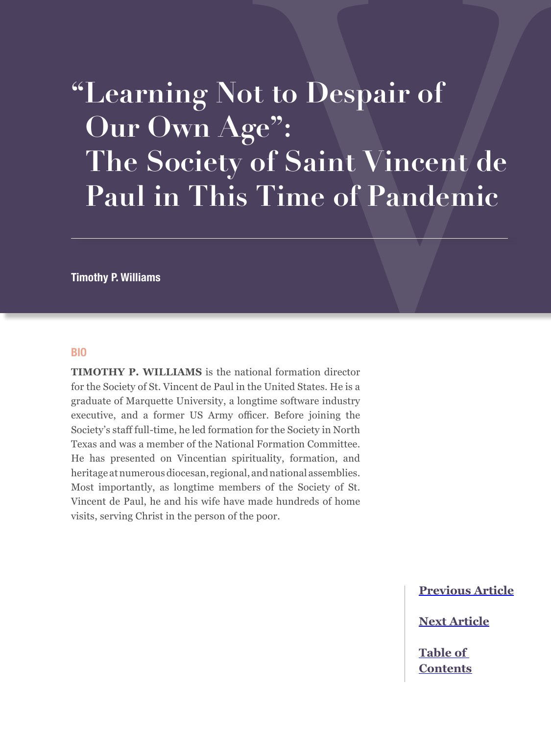# "Learning Not to Despair of Our Own Age": The Society of Saint Vincent de Paul in This Time of Pandemic

**Timothy P. Williams**

## BIO

**TIMOTHY P. WILLIAMS** is the national formation director for the Society of St. Vincent de Paul in the United States. He is a graduate of Marquette University, a longtime software industry executive, and a former US Army officer. Before joining the Society's staff full-time, he led formation for the Society in North Texas and was a member of the National Formation Committee. He has presented on Vincentian spirituality, formation, and heritage at numerous diocesan, regional, and national assemblies. Most importantly, as longtime members of the Society of St. Vincent de Paul, he and his wife have made hundreds of home visits, serving Christ in the person of the poor.

Previous Article

Next Article

Table of Contents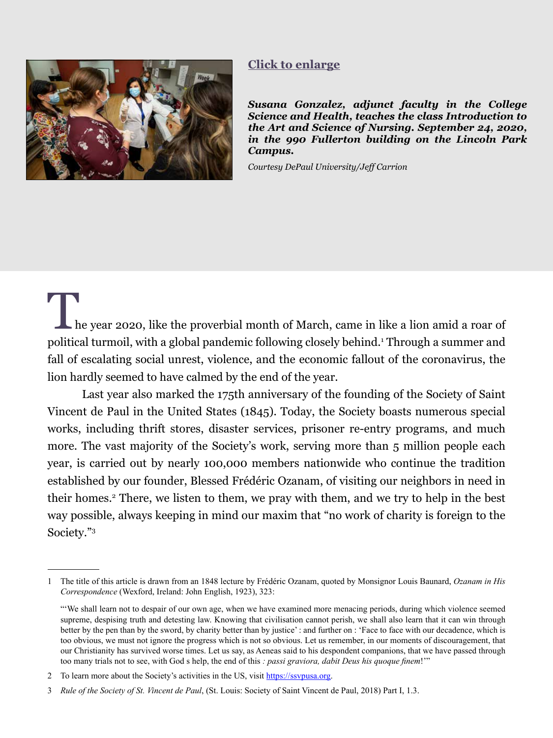[Click to enlarge](#)

***Susana Gonzalez, adjunct faculty in the College Science and Health, teaches the class Introduction to the Art and Science of Nursing. September 24, 2020, in the 990 Fullerton building on the Lincoln Park Campus.***

*Courtesy DePaul University/Jeff Carrion*

The year 2020, like the proverbial month of March, came in like a lion amid a roar of political turmoil, with a global pandemic following closely behind.[1] Through a summer and fall of escalating social unrest, violence, and the economic fallout of the coronavirus, the lion hardly seemed to have calmed by the end of the year.

Last year also marked the 175th anniversary of the founding of the Society of Saint Vincent de Paul in the United States (1845). Today, the Society boasts numerous special works, including thrift stores, disaster services, prisoner re-entry programs, and much more. The vast majority of the Society's work, serving more than 5 million people each year, is carried out by nearly 100,000 members nationwide who continue the tradition established by our founder, Blessed Frédéric Ozanam, of visiting our neighbors in need in their homes.[2] There, we listen to them, we pray with them, and we try to help in the best way possible, always keeping in mind our maxim that "no work of charity is foreign to the Society."[3]

---

1 The title of this article is drawn from an 1848 lecture by Frédéric Ozanam, quoted by Monsignor Louis Baunard, *Ozanam in His Correspondence* (Wexford, Ireland: John English, 1923), 323:

"'We shall learn not to despair of our own age, when we have examined more menacing periods, during which violence seemed supreme, despising truth and detesting law. Knowing that civilisation cannot perish, we shall also learn that it can win through better by the pen than by the sword, by charity better than by justice' : and further on : 'Face to face with our decadence, which is too obvious, we must not ignore the progress which is not so obvious. Let us remember, in our moments of discouragement, that our Christianity has survived worse times. Let us say, as Aeneas said to his despondent companions, that we have passed through too many trials not to see, with God s help, the end of this *: passi graviora, dabit Deus his quoque finem*!'"

2 To learn more about the Society's activities in the US, visit https://ssvpusa.org.

3 *Rule of the Society of St. Vincent de Paul*, (St. Louis: Society of Saint Vincent de Paul, 2018) Part I, 1.3.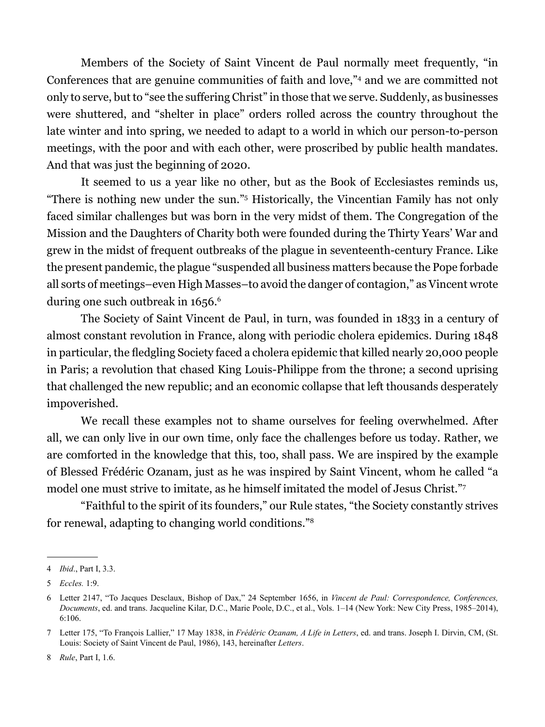Members of the Society of Saint Vincent de Paul normally meet frequently, "in Conferences that are genuine communities of faith and love,"[4] and we are committed not only to serve, but to "see the suffering Christ" in those that we serve. Suddenly, as businesses were shuttered, and "shelter in place" orders rolled across the country throughout the late winter and into spring, we needed to adapt to a world in which our person-to-person meetings, with the poor and with each other, were proscribed by public health mandates. And that was just the beginning of 2020.

It seemed to us a year like no other, but as the Book of Ecclesiastes reminds us, "There is nothing new under the sun."[5] Historically, the Vincentian Family has not only faced similar challenges but was born in the very midst of them. The Congregation of the Mission and the Daughters of Charity both were founded during the Thirty Years' War and grew in the midst of frequent outbreaks of the plague in seventeenth-century France. Like the present pandemic, the plague "suspended all business matters because the Pope forbade all sorts of meetings–even High Masses–to avoid the danger of contagion," as Vincent wrote during one such outbreak in 1656.[6]

The Society of Saint Vincent de Paul, in turn, was founded in 1833 in a century of almost constant revolution in France, along with periodic cholera epidemics. During 1848 in particular, the fledgling Society faced a cholera epidemic that killed nearly 20,000 people in Paris; a revolution that chased King Louis-Philippe from the throne; a second uprising that challenged the new republic; and an economic collapse that left thousands desperately impoverished.

We recall these examples not to shame ourselves for feeling overwhelmed. After all, we can only live in our own time, only face the challenges before us today. Rather, we are comforted in the knowledge that this, too, shall pass. We are inspired by the example of Blessed Frédéric Ozanam, just as he was inspired by Saint Vincent, whom he called "a model one must strive to imitate, as he himself imitated the model of Jesus Christ."[7]

"Faithful to the spirit of its founders," our Rule states, "the Society constantly strives for renewal, adapting to changing world conditions."[8]

---

4 *Ibid*., Part I, 3.3.

5 *Eccles.* 1:9.

6 Letter 2147, "To Jacques Desclaux, Bishop of Dax," 24 September 1656, in *Vincent de Paul: Correspondence, Conferences, Documents*, ed. and trans. Jacqueline Kilar, D.C., Marie Poole, D.C., et al., Vols. 1–14 (New York: New City Press, 1985–2014), 6:106.

7 Letter 175, "To François Lallier," 17 May 1838, in *Frédéric Ozanam, A Life in Letters*, ed. and trans. Joseph I. Dirvin, CM, (St. Louis: Society of Saint Vincent de Paul, 1986), 143, hereinafter *Letters*.

8 *Rule*, Part I, 1.6.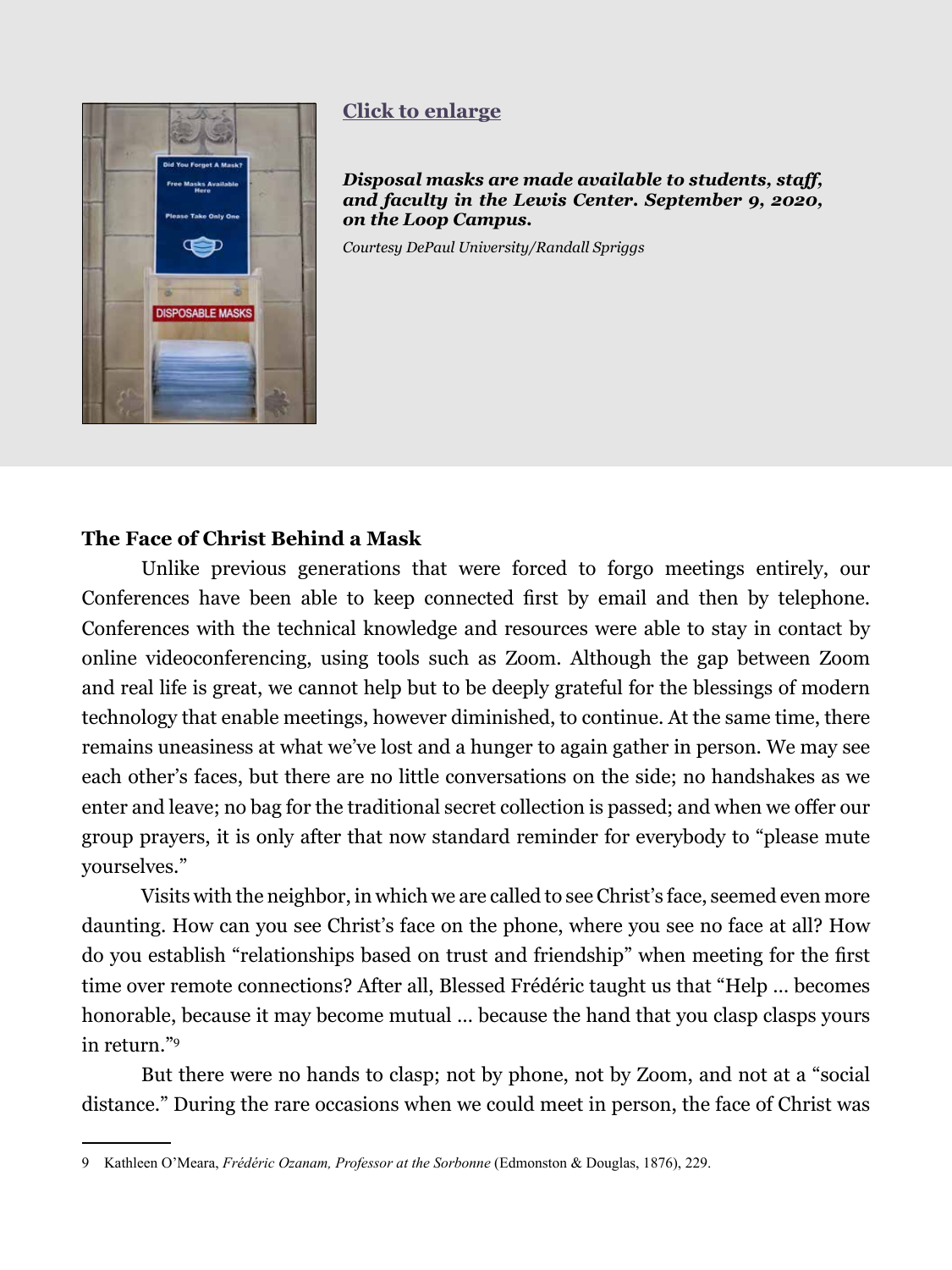[Click to enlarge]

***Disposal masks are made available to students, staff, and faculty in the Lewis Center. September 9, 2020, on the Loop Campus.***

*Courtesy DePaul University/Randall Spriggs*

**The Face of Christ Behind a Mask**

Unlike previous generations that were forced to forgo meetings entirely, our Conferences have been able to keep connected first by email and then by telephone. Conferences with the technical knowledge and resources were able to stay in contact by online videoconferencing, using tools such as Zoom. Although the gap between Zoom and real life is great, we cannot help but to be deeply grateful for the blessings of modern technology that enable meetings, however diminished, to continue. At the same time, there remains uneasiness at what we've lost and a hunger to again gather in person. We may see each other's faces, but there are no little conversations on the side; no handshakes as we enter and leave; no bag for the traditional secret collection is passed; and when we offer our group prayers, it is only after that now standard reminder for everybody to "please mute yourselves."

Visits with the neighbor, in which we are called to see Christ's face, seemed even more daunting. How can you see Christ's face on the phone, where you see no face at all? How do you establish "relationships based on trust and friendship" when meeting for the first time over remote connections? After all, Blessed Frédéric taught us that "Help … becomes honorable, because it may become mutual … because the hand that you clasp clasps yours in return."[9]

But there were no hands to clasp; not by phone, not by Zoom, and not at a "social distance." During the rare occasions when we could meet in person, the face of Christ was

9 Kathleen O'Meara, *Frédéric Ozanam, Professor at the Sorbonne* (Edmonston & Douglas, 1876), 229.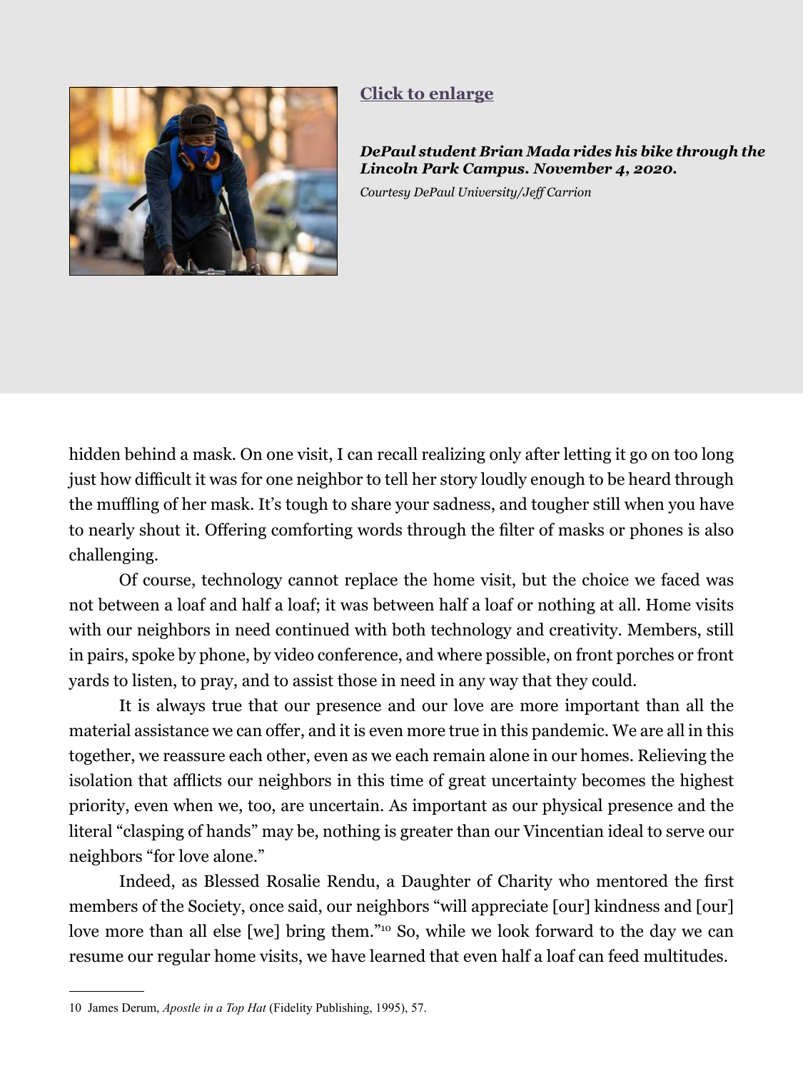[Click to enlarge](#)

***DePaul student Brian Mada rides his bike through the Lincoln Park Campus. November 4, 2020.***

*Courtesy DePaul University/Jeff Carrion*

hidden behind a mask. On one visit, I can recall realizing only after letting it go on too long just how difficult it was for one neighbor to tell her story loudly enough to be heard through the muffling of her mask. It's tough to share your sadness, and tougher still when you have to nearly shout it. Offering comforting words through the filter of masks or phones is also challenging.

Of course, technology cannot replace the home visit, but the choice we faced was not between a loaf and half a loaf; it was between half a loaf or nothing at all. Home visits with our neighbors in need continued with both technology and creativity. Members, still in pairs, spoke by phone, by video conference, and where possible, on front porches or front yards to listen, to pray, and to assist those in need in any way that they could.

It is always true that our presence and our love are more important than all the material assistance we can offer, and it is even more true in this pandemic. We are all in this together, we reassure each other, even as we each remain alone in our homes. Relieving the isolation that afflicts our neighbors in this time of great uncertainty becomes the highest priority, even when we, too, are uncertain. As important as our physical presence and the literal "clasping of hands" may be, nothing is greater than our Vincentian ideal to serve our neighbors "for love alone."

Indeed, as Blessed Rosalie Rendu, a Daughter of Charity who mentored the first members of the Society, once said, our neighbors "will appreciate [our] kindness and [our] love more than all else [we] bring them."[10] So, while we look forward to the day we can resume our regular home visits, we have learned that even half a loaf can feed multitudes.

---

10 James Derum, *Apostle in a Top Hat* (Fidelity Publishing, 1995), 57.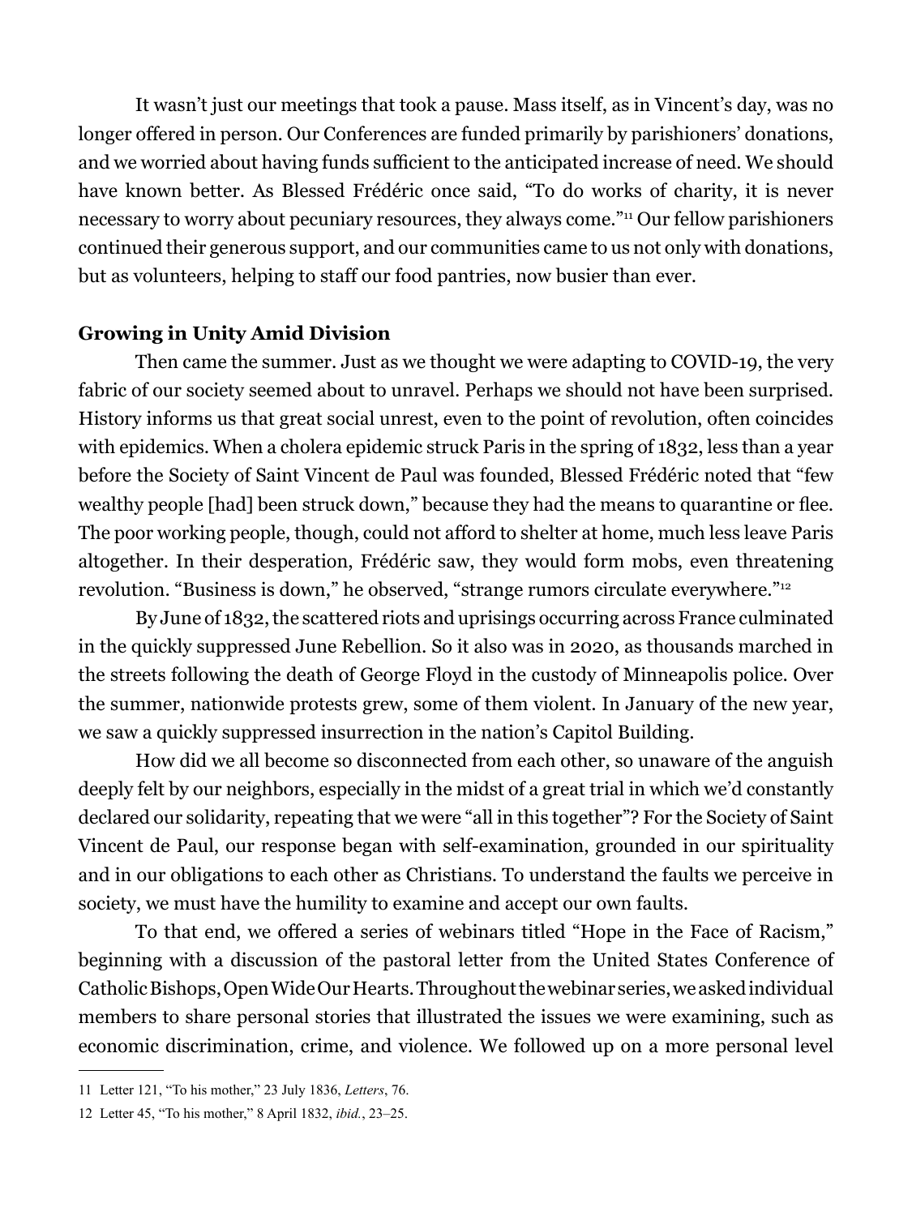It wasn't just our meetings that took a pause. Mass itself, as in Vincent's day, was no longer offered in person. Our Conferences are funded primarily by parishioners' donations, and we worried about having funds sufficient to the anticipated increase of need. We should have known better. As Blessed Frédéric once said, "To do works of charity, it is never necessary to worry about pecuniary resources, they always come."[11] Our fellow parishioners continued their generous support, and our communities came to us not only with donations, but as volunteers, helping to staff our food pantries, now busier than ever.

**Growing in Unity Amid Division**

Then came the summer. Just as we thought we were adapting to COVID-19, the very fabric of our society seemed about to unravel. Perhaps we should not have been surprised. History informs us that great social unrest, even to the point of revolution, often coincides with epidemics. When a cholera epidemic struck Paris in the spring of 1832, less than a year before the Society of Saint Vincent de Paul was founded, Blessed Frédéric noted that "few wealthy people [had] been struck down," because they had the means to quarantine or flee. The poor working people, though, could not afford to shelter at home, much less leave Paris altogether. In their desperation, Frédéric saw, they would form mobs, even threatening revolution. "Business is down," he observed, "strange rumors circulate everywhere."[12]

By June of 1832, the scattered riots and uprisings occurring across France culminated in the quickly suppressed June Rebellion. So it also was in 2020, as thousands marched in the streets following the death of George Floyd in the custody of Minneapolis police. Over the summer, nationwide protests grew, some of them violent. In January of the new year, we saw a quickly suppressed insurrection in the nation's Capitol Building.

How did we all become so disconnected from each other, so unaware of the anguish deeply felt by our neighbors, especially in the midst of a great trial in which we'd constantly declared our solidarity, repeating that we were "all in this together"? For the Society of Saint Vincent de Paul, our response began with self-examination, grounded in our spirituality and in our obligations to each other as Christians. To understand the faults we perceive in society, we must have the humility to examine and accept our own faults.

To that end, we offered a series of webinars titled "Hope in the Face of Racism," beginning with a discussion of the pastoral letter from the United States Conference of Catholic Bishops, Open Wide Our Hearts. Throughout the webinar series, we asked individual members to share personal stories that illustrated the issues we were examining, such as economic discrimination, crime, and violence. We followed up on a more personal level

---

11 Letter 121, "To his mother," 23 July 1836, *Letters*, 76.

12 Letter 45, "To his mother," 8 April 1832, *ibid.*, 23–25.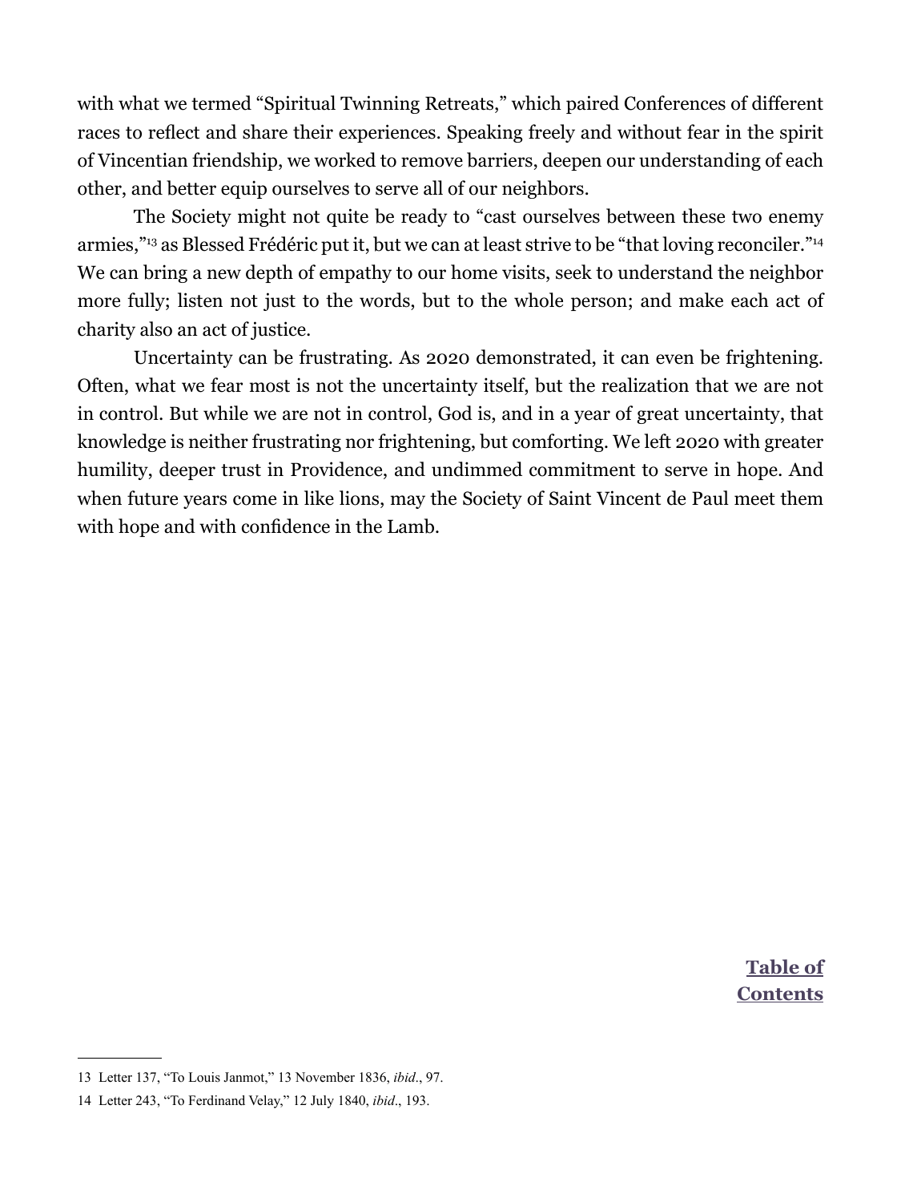with what we termed "Spiritual Twinning Retreats," which paired Conferences of different races to reflect and share their experiences. Speaking freely and without fear in the spirit of Vincentian friendship, we worked to remove barriers, deepen our understanding of each other, and better equip ourselves to serve all of our neighbors.

The Society might not quite be ready to "cast ourselves between these two enemy armies,"[13] as Blessed Frédéric put it, but we can at least strive to be "that loving reconciler."[14] We can bring a new depth of empathy to our home visits, seek to understand the neighbor more fully; listen not just to the words, but to the whole person; and make each act of charity also an act of justice.

Uncertainty can be frustrating. As 2020 demonstrated, it can even be frightening. Often, what we fear most is not the uncertainty itself, but the realization that we are not in control. But while we are not in control, God is, and in a year of great uncertainty, that knowledge is neither frustrating nor frightening, but comforting. We left 2020 with greater humility, deeper trust in Providence, and undimmed commitment to serve in hope. And when future years come in like lions, may the Society of Saint Vincent de Paul meet them with hope and with confidence in the Lamb.

**Table of Contents**

13 Letter 137, "To Louis Janmot," 13 November 1836, *ibid*., 97.

14 Letter 243, "To Ferdinand Velay," 12 July 1840, *ibid*., 193.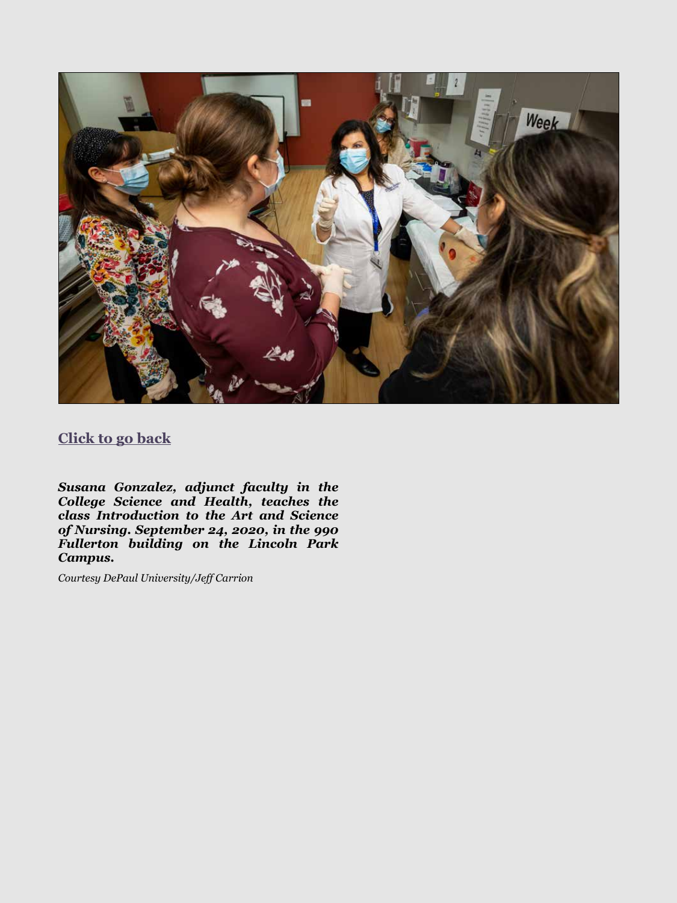[Click to go back](#)

***Susana Gonzalez, adjunct faculty in the College Science and Health, teaches the class Introduction to the Art and Science of Nursing. September 24, 2020, in the 990 Fullerton building on the Lincoln Park Campus.***

*Courtesy DePaul University/Jeff Carrion*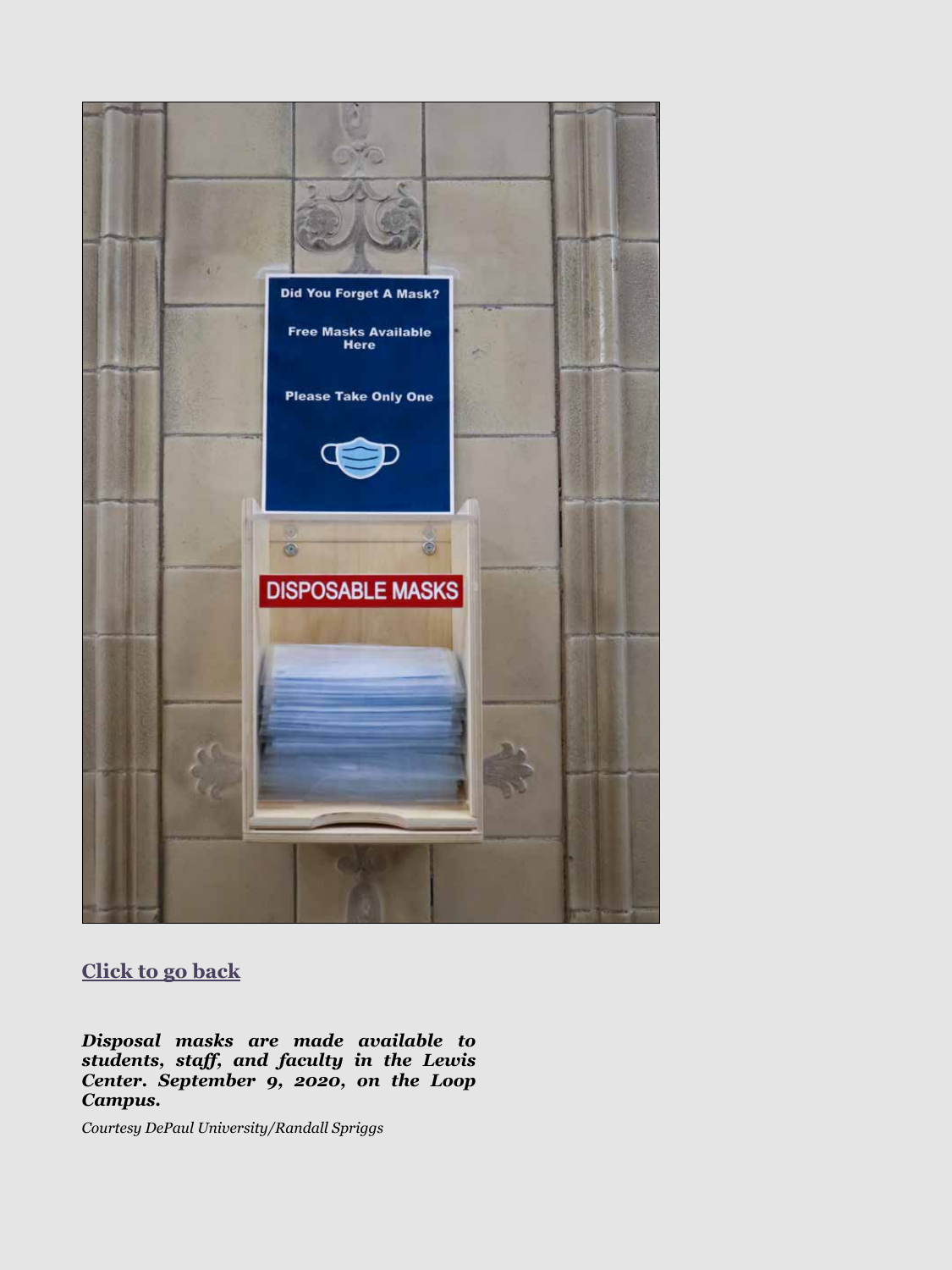**Click to go back**

***Disposal masks are made available to students, staff, and faculty in the Lewis Center. September 9, 2020, on the Loop Campus.***

*Courtesy DePaul University/Randall Spriggs*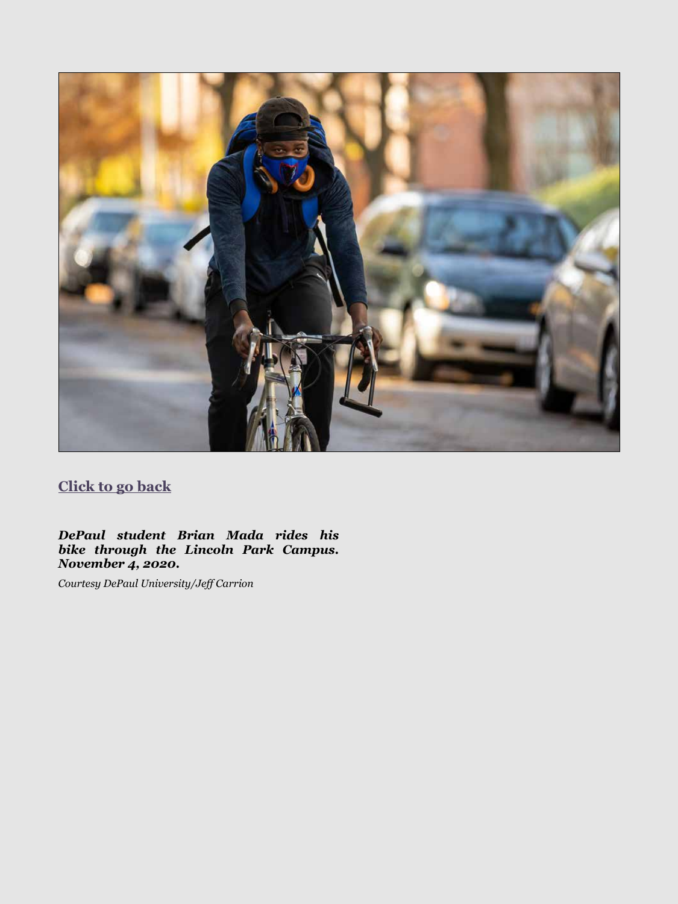[Click to go back](#)

***DePaul student Brian Mada rides his bike through the Lincoln Park Campus. November 4, 2020.***

*Courtesy DePaul University/Jeff Carrion*